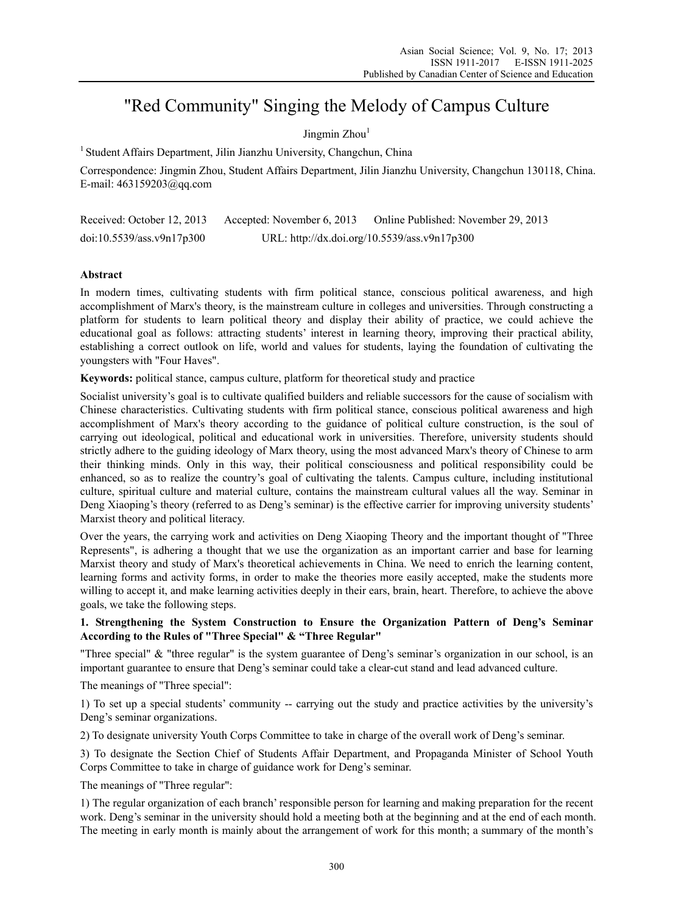# "Red Community" Singing the Melody of Campus Culture

Jingmin Zhou[1]

[1] Student Affairs Department, Jilin Jianzhu University, Changchun, China

Correspondence: Jingmin Zhou, Student Affairs Department, Jilin Jianzhu University, Changchun 130118, China. E-mail: 463159203@qq.com

Received: October 12, 2013 Accepted: November 6, 2013 Online Published: November 29, 2013

doi:10.5539/ass.v9n17p300 URL: http://dx.doi.org/10.5539/ass.v9n17p300

## Abstract

In modern times, cultivating students with firm political stance, conscious political awareness, and high accomplishment of Marx's theory, is the mainstream culture in colleges and universities. Through constructing a platform for students to learn political theory and display their ability of practice, we could achieve the educational goal as follows: attracting students' interest in learning theory, improving their practical ability, establishing a correct outlook on life, world and values for students, laying the foundation of cultivating the youngsters with "Four Haves".

**Keywords:** political stance, campus culture, platform for theoretical study and practice

Socialist university's goal is to cultivate qualified builders and reliable successors for the cause of socialism with Chinese characteristics. Cultivating students with firm political stance, conscious political awareness and high accomplishment of Marx's theory according to the guidance of political culture construction, is the soul of carrying out ideological, political and educational work in universities. Therefore, university students should strictly adhere to the guiding ideology of Marx theory, using the most advanced Marx's theory of Chinese to arm their thinking minds. Only in this way, their political consciousness and political responsibility could be enhanced, so as to realize the country's goal of cultivating the talents. Campus culture, including institutional culture, spiritual culture and material culture, contains the mainstream cultural values all the way. Seminar in Deng Xiaoping's theory (referred to as Deng's seminar) is the effective carrier for improving university students' Marxist theory and political literacy.

Over the years, the carrying work and activities on Deng Xiaoping Theory and the important thought of "Three Represents", is adhering a thought that we use the organization as an important carrier and base for learning Marxist theory and study of Marx's theoretical achievements in China. We need to enrich the learning content, learning forms and activity forms, in order to make the theories more easily accepted, make the students more willing to accept it, and make learning activities deeply in their ears, brain, heart. Therefore, to achieve the above goals, we take the following steps.

### 1. Strengthening the System Construction to Ensure the Organization Pattern of Deng's Seminar According to the Rules of "Three Special" & "Three Regular"

"Three special" & "three regular" is the system guarantee of Deng's seminar's organization in our school, is an important guarantee to ensure that Deng's seminar could take a clear-cut stand and lead advanced culture.

The meanings of "Three special":

1) To set up a special students' community -- carrying out the study and practice activities by the university's Deng's seminar organizations.

2) To designate university Youth Corps Committee to take in charge of the overall work of Deng's seminar.

3) To designate the Section Chief of Students Affair Department, and Propaganda Minister of School Youth Corps Committee to take in charge of guidance work for Deng's seminar.

The meanings of "Three regular":

1) The regular organization of each branch' responsible person for learning and making preparation for the recent work. Deng's seminar in the university should hold a meeting both at the beginning and at the end of each month. The meeting in early month is mainly about the arrangement of work for this month; a summary of the month's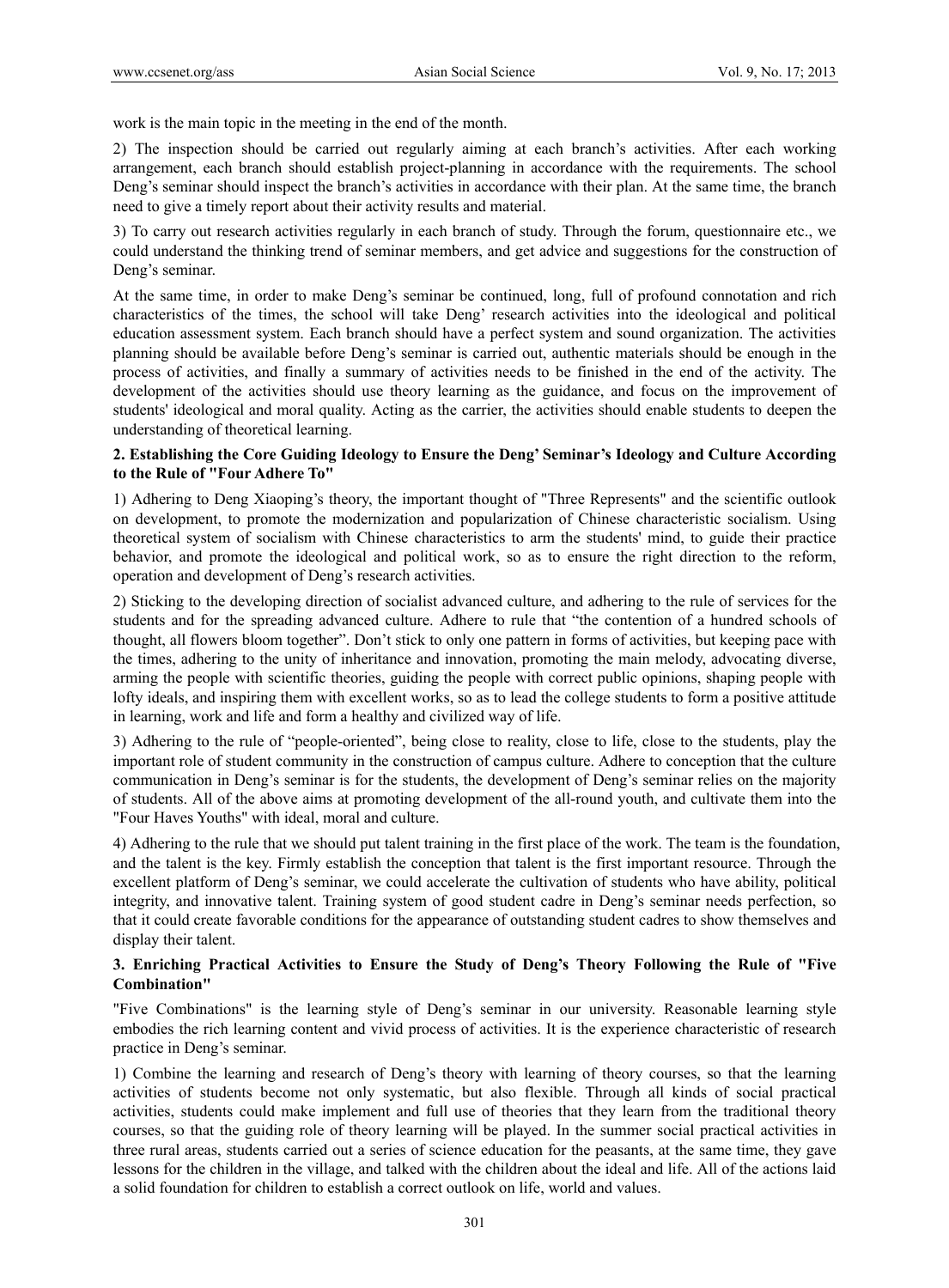work is the main topic in the meeting in the end of the month.

2) The inspection should be carried out regularly aiming at each branch's activities. After each working arrangement, each branch should establish project-planning in accordance with the requirements. The school Deng's seminar should inspect the branch's activities in accordance with their plan. At the same time, the branch need to give a timely report about their activity results and material.

3) To carry out research activities regularly in each branch of study. Through the forum, questionnaire etc., we could understand the thinking trend of seminar members, and get advice and suggestions for the construction of Deng's seminar.

At the same time, in order to make Deng's seminar be continued, long, full of profound connotation and rich characteristics of the times, the school will take Deng' research activities into the ideological and political education assessment system. Each branch should have a perfect system and sound organization. The activities planning should be available before Deng's seminar is carried out, authentic materials should be enough in the process of activities, and finally a summary of activities needs to be finished in the end of the activity. The development of the activities should use theory learning as the guidance, and focus on the improvement of students' ideological and moral quality. Acting as the carrier, the activities should enable students to deepen the understanding of theoretical learning.

**2. Establishing the Core Guiding Ideology to Ensure the Deng' Seminar's Ideology and Culture According to the Rule of "Four Adhere To"**

1) Adhering to Deng Xiaoping's theory, the important thought of "Three Represents" and the scientific outlook on development, to promote the modernization and popularization of Chinese characteristic socialism. Using theoretical system of socialism with Chinese characteristics to arm the students' mind, to guide their practice behavior, and promote the ideological and political work, so as to ensure the right direction to the reform, operation and development of Deng's research activities.

2) Sticking to the developing direction of socialist advanced culture, and adhering to the rule of services for the students and for the spreading advanced culture. Adhere to rule that "the contention of a hundred schools of thought, all flowers bloom together". Don't stick to only one pattern in forms of activities, but keeping pace with the times, adhering to the unity of inheritance and innovation, promoting the main melody, advocating diverse, arming the people with scientific theories, guiding the people with correct public opinions, shaping people with lofty ideals, and inspiring them with excellent works, so as to lead the college students to form a positive attitude in learning, work and life and form a healthy and civilized way of life.

3) Adhering to the rule of "people-oriented", being close to reality, close to life, close to the students, play the important role of student community in the construction of campus culture. Adhere to conception that the culture communication in Deng's seminar is for the students, the development of Deng's seminar relies on the majority of students. All of the above aims at promoting development of the all-round youth, and cultivate them into the "Four Haves Youths" with ideal, moral and culture.

4) Adhering to the rule that we should put talent training in the first place of the work. The team is the foundation, and the talent is the key. Firmly establish the conception that talent is the first important resource. Through the excellent platform of Deng's seminar, we could accelerate the cultivation of students who have ability, political integrity, and innovative talent. Training system of good student cadre in Deng's seminar needs perfection, so that it could create favorable conditions for the appearance of outstanding student cadres to show themselves and display their talent.

**3. Enriching Practical Activities to Ensure the Study of Deng's Theory Following the Rule of "Five Combination"**

"Five Combinations" is the learning style of Deng's seminar in our university. Reasonable learning style embodies the rich learning content and vivid process of activities. It is the experience characteristic of research practice in Deng's seminar.

1) Combine the learning and research of Deng's theory with learning of theory courses, so that the learning activities of students become not only systematic, but also flexible. Through all kinds of social practical activities, students could make implement and full use of theories that they learn from the traditional theory courses, so that the guiding role of theory learning will be played. In the summer social practical activities in three rural areas, students carried out a series of science education for the peasants, at the same time, they gave lessons for the children in the village, and talked with the children about the ideal and life. All of the actions laid a solid foundation for children to establish a correct outlook on life, world and values.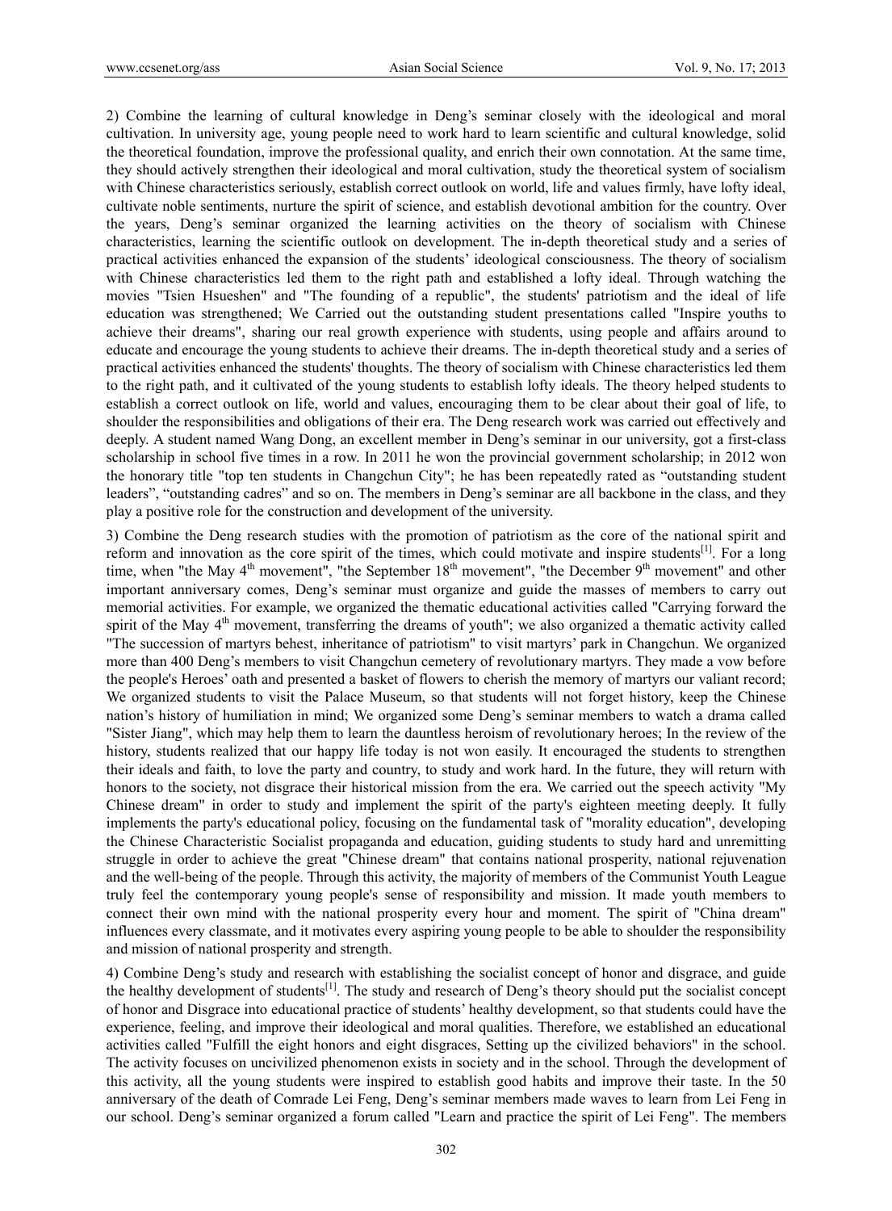2) Combine the learning of cultural knowledge in Deng's seminar closely with the ideological and moral cultivation. In university age, young people need to work hard to learn scientific and cultural knowledge, solid the theoretical foundation, improve the professional quality, and enrich their own connotation. At the same time, they should actively strengthen their ideological and moral cultivation, study the theoretical system of socialism with Chinese characteristics seriously, establish correct outlook on world, life and values firmly, have lofty ideal, cultivate noble sentiments, nurture the spirit of science, and establish devotional ambition for the country. Over the years, Deng's seminar organized the learning activities on the theory of socialism with Chinese characteristics, learning the scientific outlook on development. The in-depth theoretical study and a series of practical activities enhanced the expansion of the students' ideological consciousness. The theory of socialism with Chinese characteristics led them to the right path and established a lofty ideal. Through watching the movies "Tsien Hsueshen" and "The founding of a republic", the students' patriotism and the ideal of life education was strengthened; We Carried out the outstanding student presentations called "Inspire youths to achieve their dreams", sharing our real growth experience with students, using people and affairs around to educate and encourage the young students to achieve their dreams. The in-depth theoretical study and a series of practical activities enhanced the students' thoughts. The theory of socialism with Chinese characteristics led them to the right path, and it cultivated of the young students to establish lofty ideals. The theory helped students to establish a correct outlook on life, world and values, encouraging them to be clear about their goal of life, to shoulder the responsibilities and obligations of their era. The Deng research work was carried out effectively and deeply. A student named Wang Dong, an excellent member in Deng's seminar in our university, got a first-class scholarship in school five times in a row. In 2011 he won the provincial government scholarship; in 2012 won the honorary title "top ten students in Changchun City"; he has been repeatedly rated as "outstanding student leaders", "outstanding cadres" and so on. The members in Deng's seminar are all backbone in the class, and they play a positive role for the construction and development of the university.

3) Combine the Deng research studies with the promotion of patriotism as the core of the national spirit and reform and innovation as the core spirit of the times, which could motivate and inspire students[1]. For a long time, when "the May 4th movement", "the September 18th movement", "the December 9th movement" and other important anniversary comes, Deng's seminar must organize and guide the masses of members to carry out memorial activities. For example, we organized the thematic educational activities called "Carrying forward the spirit of the May 4th movement, transferring the dreams of youth"; we also organized a thematic activity called "The succession of martyrs behest, inheritance of patriotism" to visit martyrs' park in Changchun. We organized more than 400 Deng's members to visit Changchun cemetery of revolutionary martyrs. They made a vow before the people's Heroes' oath and presented a basket of flowers to cherish the memory of martyrs our valiant record; We organized students to visit the Palace Museum, so that students will not forget history, keep the Chinese nation's history of humiliation in mind; We organized some Deng's seminar members to watch a drama called "Sister Jiang", which may help them to learn the dauntless heroism of revolutionary heroes; In the review of the history, students realized that our happy life today is not won easily. It encouraged the students to strengthen their ideals and faith, to love the party and country, to study and work hard. In the future, they will return with honors to the society, not disgrace their historical mission from the era. We carried out the speech activity "My Chinese dream" in order to study and implement the spirit of the party's eighteen meeting deeply. It fully implements the party's educational policy, focusing on the fundamental task of "morality education", developing the Chinese Characteristic Socialist propaganda and education, guiding students to study hard and unremitting struggle in order to achieve the great "Chinese dream" that contains national prosperity, national rejuvenation and the well-being of the people. Through this activity, the majority of members of the Communist Youth League truly feel the contemporary young people's sense of responsibility and mission. It made youth members to connect their own mind with the national prosperity every hour and moment. The spirit of "China dream" influences every classmate, and it motivates every aspiring young people to be able to shoulder the responsibility and mission of national prosperity and strength.

4) Combine Deng's study and research with establishing the socialist concept of honor and disgrace, and guide the healthy development of students[1]. The study and research of Deng's theory should put the socialist concept of honor and Disgrace into educational practice of students' healthy development, so that students could have the experience, feeling, and improve their ideological and moral qualities. Therefore, we established an educational activities called "Fulfill the eight honors and eight disgraces, Setting up the civilized behaviors" in the school. The activity focuses on uncivilized phenomenon exists in society and in the school. Through the development of this activity, all the young students were inspired to establish good habits and improve their taste. In the 50 anniversary of the death of Comrade Lei Feng, Deng's seminar members made waves to learn from Lei Feng in our school. Deng's seminar organized a forum called "Learn and practice the spirit of Lei Feng". The members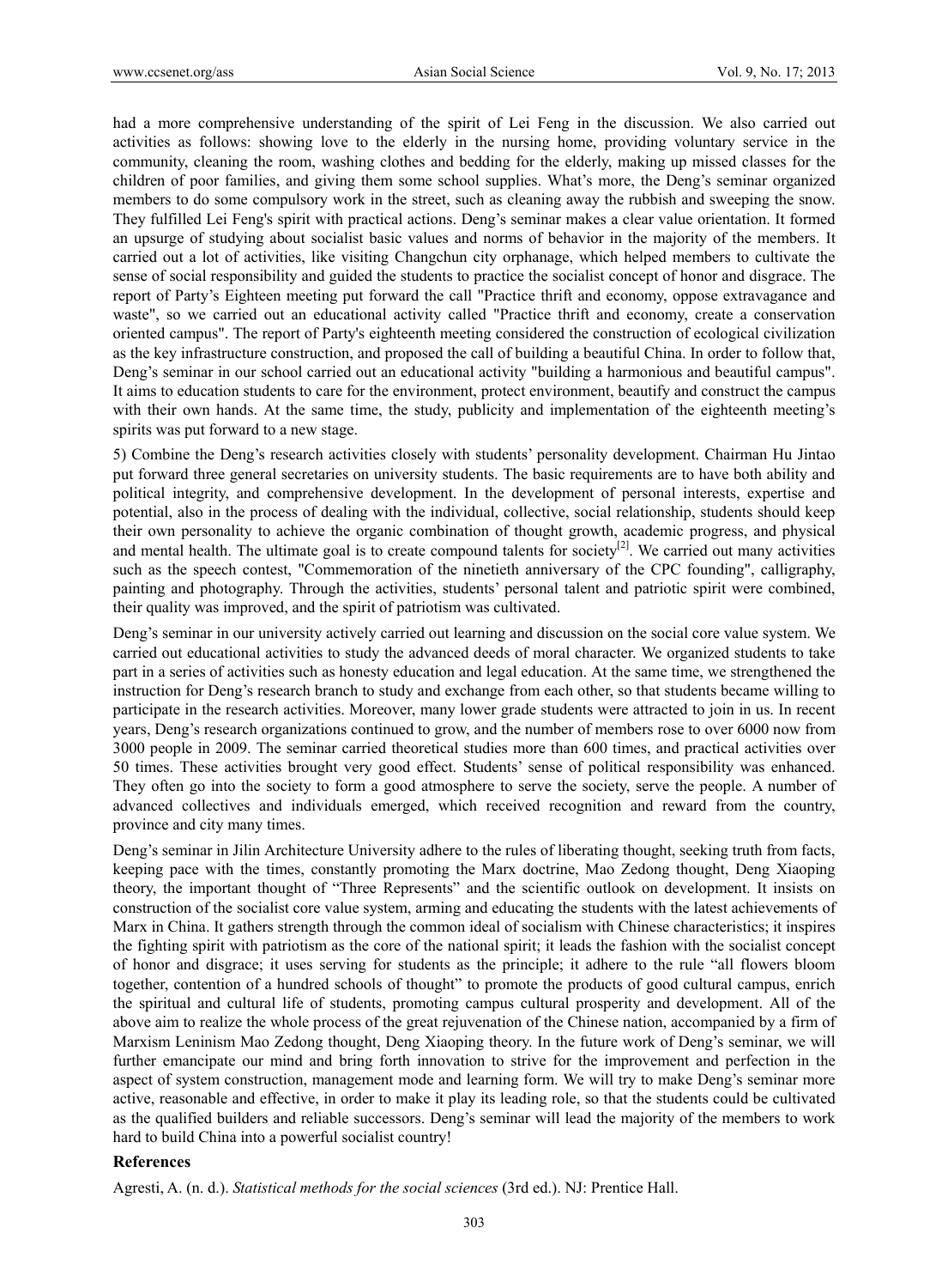had a more comprehensive understanding of the spirit of Lei Feng in the discussion. We also carried out activities as follows: showing love to the elderly in the nursing home, providing voluntary service in the community, cleaning the room, washing clothes and bedding for the elderly, making up missed classes for the children of poor families, and giving them some school supplies. What's more, the Deng's seminar organized members to do some compulsory work in the street, such as cleaning away the rubbish and sweeping the snow. They fulfilled Lei Feng's spirit with practical actions. Deng's seminar makes a clear value orientation. It formed an upsurge of studying about socialist basic values and norms of behavior in the majority of the members. It carried out a lot of activities, like visiting Changchun city orphanage, which helped members to cultivate the sense of social responsibility and guided the students to practice the socialist concept of honor and disgrace. The report of Party's Eighteen meeting put forward the call "Practice thrift and economy, oppose extravagance and waste", so we carried out an educational activity called "Practice thrift and economy, create a conservation oriented campus". The report of Party's eighteenth meeting considered the construction of ecological civilization as the key infrastructure construction, and proposed the call of building a beautiful China. In order to follow that, Deng's seminar in our school carried out an educational activity "building a harmonious and beautiful campus". It aims to education students to care for the environment, protect environment, beautify and construct the campus with their own hands. At the same time, the study, publicity and implementation of the eighteenth meeting's spirits was put forward to a new stage.

5) Combine the Deng's research activities closely with students' personality development. Chairman Hu Jintao put forward three general secretaries on university students. The basic requirements are to have both ability and political integrity, and comprehensive development. In the development of personal interests, expertise and potential, also in the process of dealing with the individual, collective, social relationship, students should keep their own personality to achieve the organic combination of thought growth, academic progress, and physical and mental health. The ultimate goal is to create compound talents for society[2]. We carried out many activities such as the speech contest, "Commemoration of the ninetieth anniversary of the CPC founding", calligraphy, painting and photography. Through the activities, students' personal talent and patriotic spirit were combined, their quality was improved, and the spirit of patriotism was cultivated.

Deng's seminar in our university actively carried out learning and discussion on the social core value system. We carried out educational activities to study the advanced deeds of moral character. We organized students to take part in a series of activities such as honesty education and legal education. At the same time, we strengthened the instruction for Deng's research branch to study and exchange from each other, so that students became willing to participate in the research activities. Moreover, many lower grade students were attracted to join in us. In recent years, Deng's research organizations continued to grow, and the number of members rose to over 6000 now from 3000 people in 2009. The seminar carried theoretical studies more than 600 times, and practical activities over 50 times. These activities brought very good effect. Students' sense of political responsibility was enhanced. They often go into the society to form a good atmosphere to serve the society, serve the people. A number of advanced collectives and individuals emerged, which received recognition and reward from the country, province and city many times.

Deng's seminar in Jilin Architecture University adhere to the rules of liberating thought, seeking truth from facts, keeping pace with the times, constantly promoting the Marx doctrine, Mao Zedong thought, Deng Xiaoping theory, the important thought of "Three Represents" and the scientific outlook on development. It insists on construction of the socialist core value system, arming and educating the students with the latest achievements of Marx in China. It gathers strength through the common ideal of socialism with Chinese characteristics; it inspires the fighting spirit with patriotism as the core of the national spirit; it leads the fashion with the socialist concept of honor and disgrace; it uses serving for students as the principle; it adhere to the rule "all flowers bloom together, contention of a hundred schools of thought" to promote the products of good cultural campus, enrich the spiritual and cultural life of students, promoting campus cultural prosperity and development. All of the above aim to realize the whole process of the great rejuvenation of the Chinese nation, accompanied by a firm of Marxism Leninism Mao Zedong thought, Deng Xiaoping theory. In the future work of Deng's seminar, we will further emancipate our mind and bring forth innovation to strive for the improvement and perfection in the aspect of system construction, management mode and learning form. We will try to make Deng's seminar more active, reasonable and effective, in order to make it play its leading role, so that the students could be cultivated as the qualified builders and reliable successors. Deng's seminar will lead the majority of the members to work hard to build China into a powerful socialist country!

## References

Agresti, A. (n. d.). *Statistical methods for the social sciences* (3rd ed.). NJ: Prentice Hall.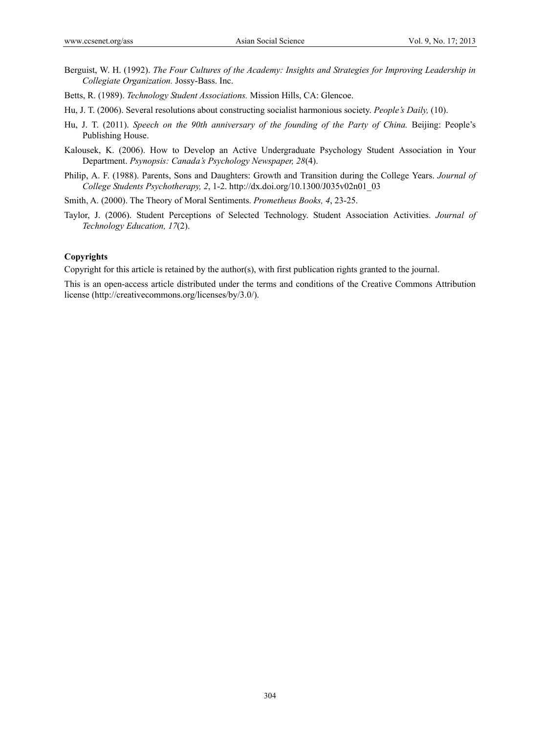Berguist, W. H. (1992). *The Four Cultures of the Academy: Insights and Strategies for Improving Leadership in Collegiate Organization.* Jossy-Bass. Inc.

Betts, R. (1989). *Technology Student Associations.* Mission Hills, CA: Glencoe.

Hu, J. T. (2006). Several resolutions about constructing socialist harmonious society. *People's Daily,* (10).

Hu, J. T. (2011). *Speech on the 90th anniversary of the founding of the Party of China.* Beijing: People's Publishing House.

Kalousek, K. (2006). How to Develop an Active Undergraduate Psychology Student Association in Your Department. *Psynopsis: Canada's Psychology Newspaper, 28*(4).

Philip, A. F. (1988). Parents, Sons and Daughters: Growth and Transition during the College Years. *Journal of College Students Psychotherapy, 2*, 1-2. http://dx.doi.org/10.1300/J035v02n01_03

Smith, A. (2000). The Theory of Moral Sentiments. *Prometheus Books, 4*, 23-25.

Taylor, J. (2006). Student Perceptions of Selected Technology. Student Association Activities. *Journal of Technology Education, 17*(2).

**Copyrights**

Copyright for this article is retained by the author(s), with first publication rights granted to the journal.

This is an open-access article distributed under the terms and conditions of the Creative Commons Attribution license (http://creativecommons.org/licenses/by/3.0/).